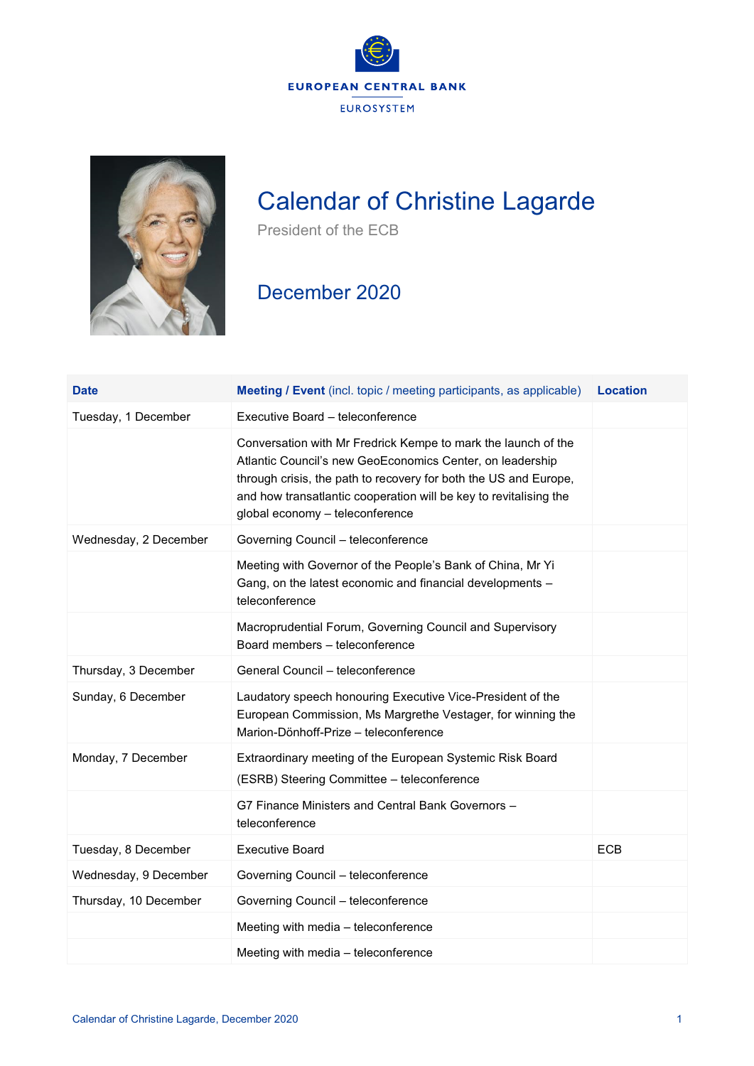EUROPEAN CENTRAL BANK

EUROSYSTEM

# Calendar of Christine Lagarde

President of the ECB

## December 2020

| Date | Meeting / Event (incl. topic / meeting participants, as applicable) | Location |
|---|---|---|
| Tuesday, 1 December | Executive Board – teleconference | |
| | Conversation with Mr Fredrick Kempe to mark the launch of the Atlantic Council's new GeoEconomics Center, on leadership through crisis, the path to recovery for both the US and Europe, and how transatlantic cooperation will be key to revitalising the global economy – teleconference | |
| Wednesday, 2 December | Governing Council – teleconference | |
| | Meeting with Governor of the People's Bank of China, Mr Yi Gang, on the latest economic and financial developments – teleconference | |
| | Macroprudential Forum, Governing Council and Supervisory Board members – teleconference | |
| Thursday, 3 December | General Council – teleconference | |
| Sunday, 6 December | Laudatory speech honouring Executive Vice-President of the European Commission, Ms Margrethe Vestager, for winning the Marion-Dönhoff-Prize – teleconference | |
| Monday, 7 December | Extraordinary meeting of the European Systemic Risk Board (ESRB) Steering Committee – teleconference | |
| | G7 Finance Ministers and Central Bank Governors – teleconference | |
| Tuesday, 8 December | Executive Board | ECB |
| Wednesday, 9 December | Governing Council – teleconference | |
| Thursday, 10 December | Governing Council – teleconference | |
| | Meeting with media – teleconference | |
| | Meeting with media – teleconference | |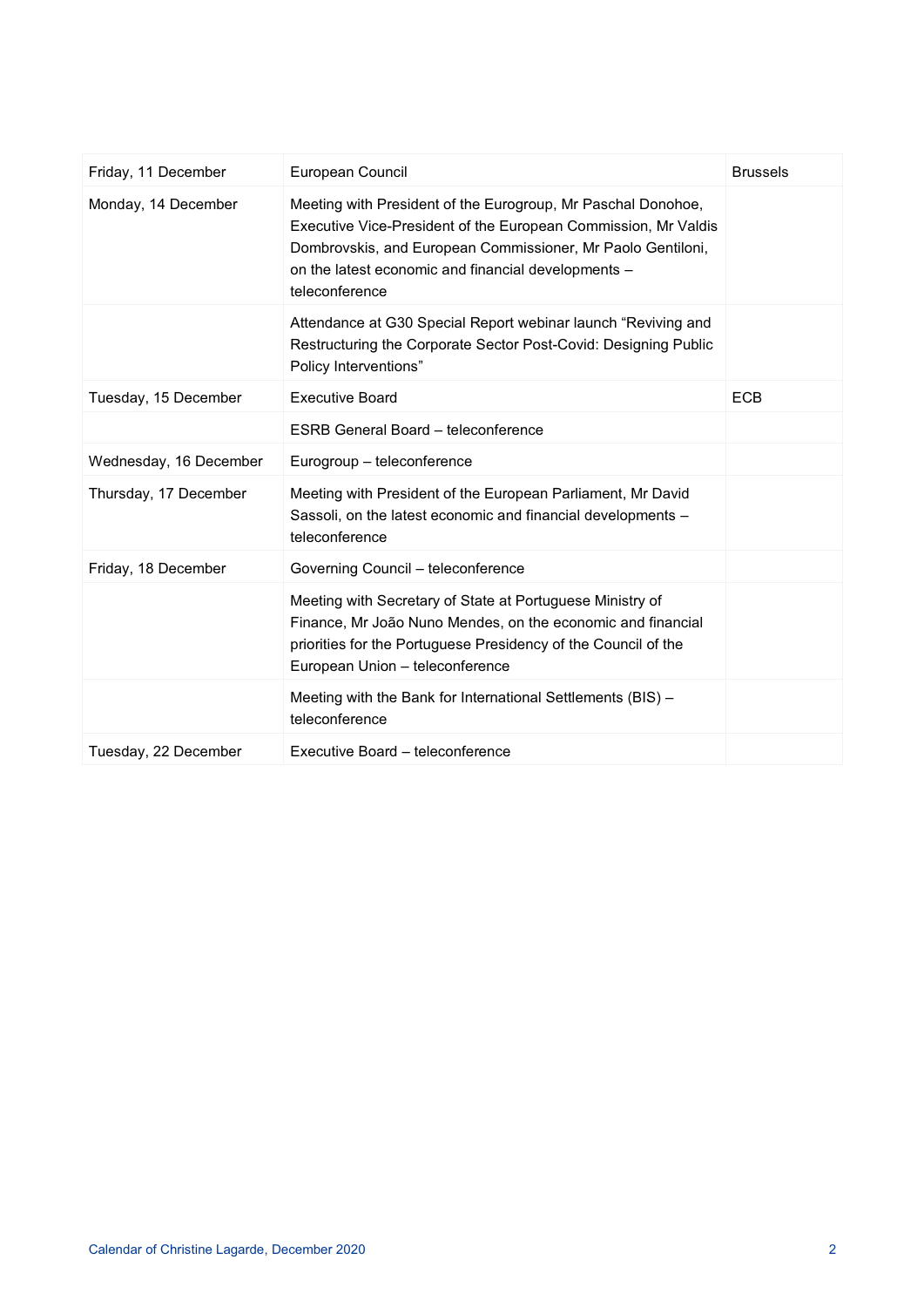| | | |
|---|---|---|
| Friday, 11 December | European Council | Brussels |
| Monday, 14 December | Meeting with President of the Eurogroup, Mr Paschal Donohoe, Executive Vice-President of the European Commission, Mr Valdis Dombrovskis, and European Commissioner, Mr Paolo Gentiloni, on the latest economic and financial developments – teleconference | |
| | Attendance at G30 Special Report webinar launch "Reviving and Restructuring the Corporate Sector Post-Covid: Designing Public Policy Interventions" | |
| Tuesday, 15 December | Executive Board | ECB |
| | ESRB General Board – teleconference | |
| Wednesday, 16 December | Eurogroup – teleconference | |
| Thursday, 17 December | Meeting with President of the European Parliament, Mr David Sassoli, on the latest economic and financial developments – teleconference | |
| Friday, 18 December | Governing Council – teleconference | |
| | Meeting with Secretary of State at Portuguese Ministry of Finance, Mr João Nuno Mendes, on the economic and financial priorities for the Portuguese Presidency of the Council of the European Union – teleconference | |
| | Meeting with the Bank for International Settlements (BIS) – teleconference | |
| Tuesday, 22 December | Executive Board – teleconference | |